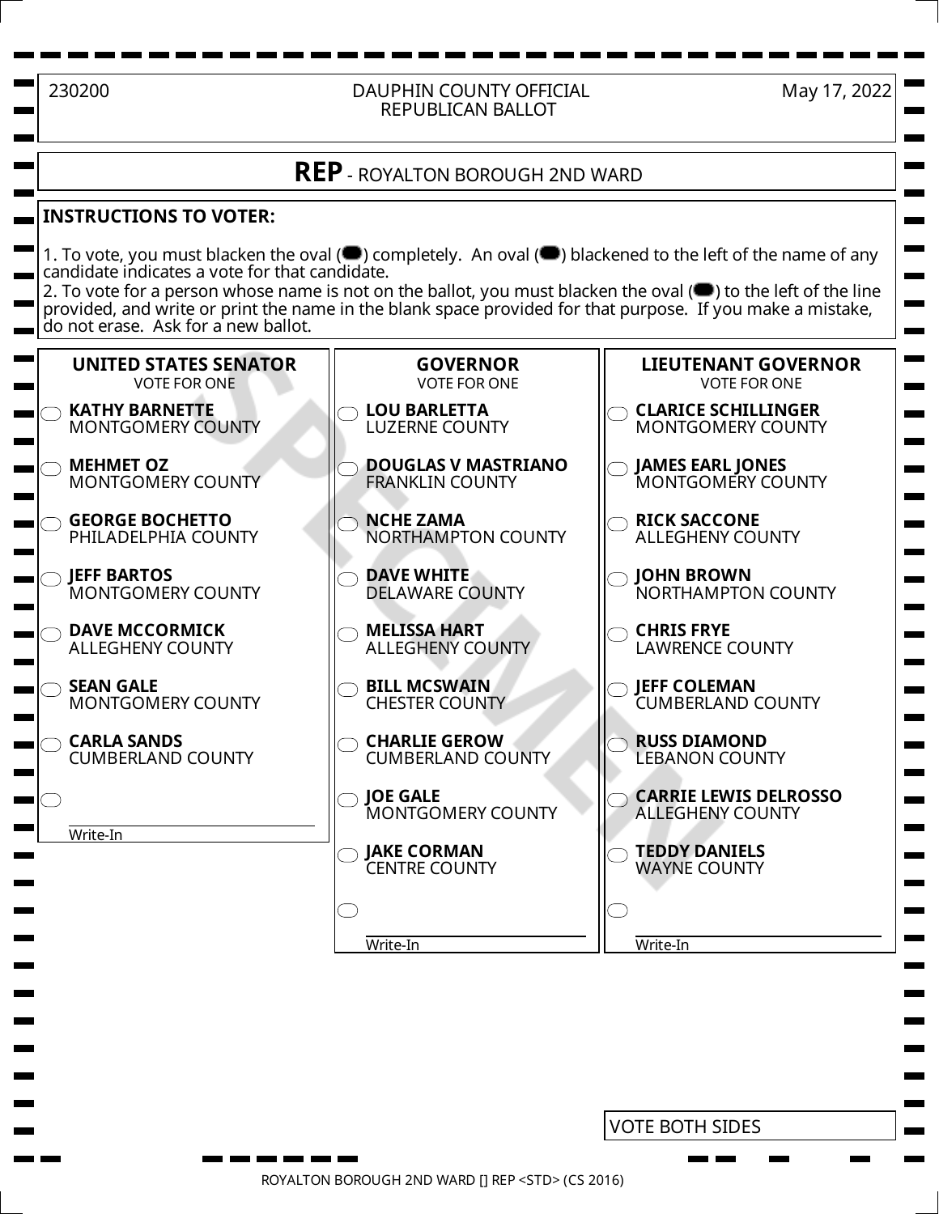230200

DAUPHIN COUNTY OFFICIAL
REPUBLICAN BALLOT

May 17, 2022

# REP - ROYALTON BOROUGH 2ND WARD

**INSTRUCTIONS TO VOTER:**

1. To vote, you must blacken the oval (⬬) completely. An oval (⬬) blackened to the left of the name of any candidate indicates a vote for that candidate.
2. To vote for a person whose name is not on the ballot, you must blacken the oval (⬬) to the left of the line provided, and write or print the name in the blank space provided for that purpose. If you make a mistake, do not erase. Ask for a new ballot.

## UNITED STATES SENATOR
VOTE FOR ONE

- ⬭ **KATHY BARNETTE** MONTGOMERY COUNTY
- ⬭ **MEHMET OZ** MONTGOMERY COUNTY
- ⬭ **GEORGE BOCHETTO** PHILADELPHIA COUNTY
- ⬭ **JEFF BARTOS** MONTGOMERY COUNTY
- ⬭ **DAVE MCCORMICK** ALLEGHENY COUNTY
- ⬭ **SEAN GALE** MONTGOMERY COUNTY
- ⬭ **CARLA SANDS** CUMBERLAND COUNTY
- ⬭ ______________ Write-In

## GOVERNOR
VOTE FOR ONE

- ⬭ **LOU BARLETTA** LUZERNE COUNTY
- ⬭ **DOUGLAS V MASTRIANO** FRANKLIN COUNTY
- ⬭ **NCHE ZAMA** NORTHAMPTON COUNTY
- ⬭ **DAVE WHITE** DELAWARE COUNTY
- ⬭ **MELISSA HART** ALLEGHENY COUNTY
- ⬭ **BILL MCSWAIN** CHESTER COUNTY
- ⬭ **CHARLIE GEROW** CUMBERLAND COUNTY
- ⬭ **JOE GALE** MONTGOMERY COUNTY
- ⬭ **JAKE CORMAN** CENTRE COUNTY
- ⬭ ______________ Write-In

## LIEUTENANT GOVERNOR
VOTE FOR ONE

- ⬭ **CLARICE SCHILLINGER** MONTGOMERY COUNTY
- ⬭ **JAMES EARL JONES** MONTGOMERY COUNTY
- ⬭ **RICK SACCONE** ALLEGHENY COUNTY
- ⬭ **JOHN BROWN** NORTHAMPTON COUNTY
- ⬭ **CHRIS FRYE** LAWRENCE COUNTY
- ⬭ **JEFF COLEMAN** CUMBERLAND COUNTY
- ⬭ **RUSS DIAMOND** LEBANON COUNTY
- ⬭ **CARRIE LEWIS DELROSSO** ALLEGHENY COUNTY
- ⬭ **TEDDY DANIELS** WAYNE COUNTY
- ⬭ ______________ Write-In

VOTE BOTH SIDES

ROYALTON BOROUGH 2ND WARD [] REP <STD> (CS 2016)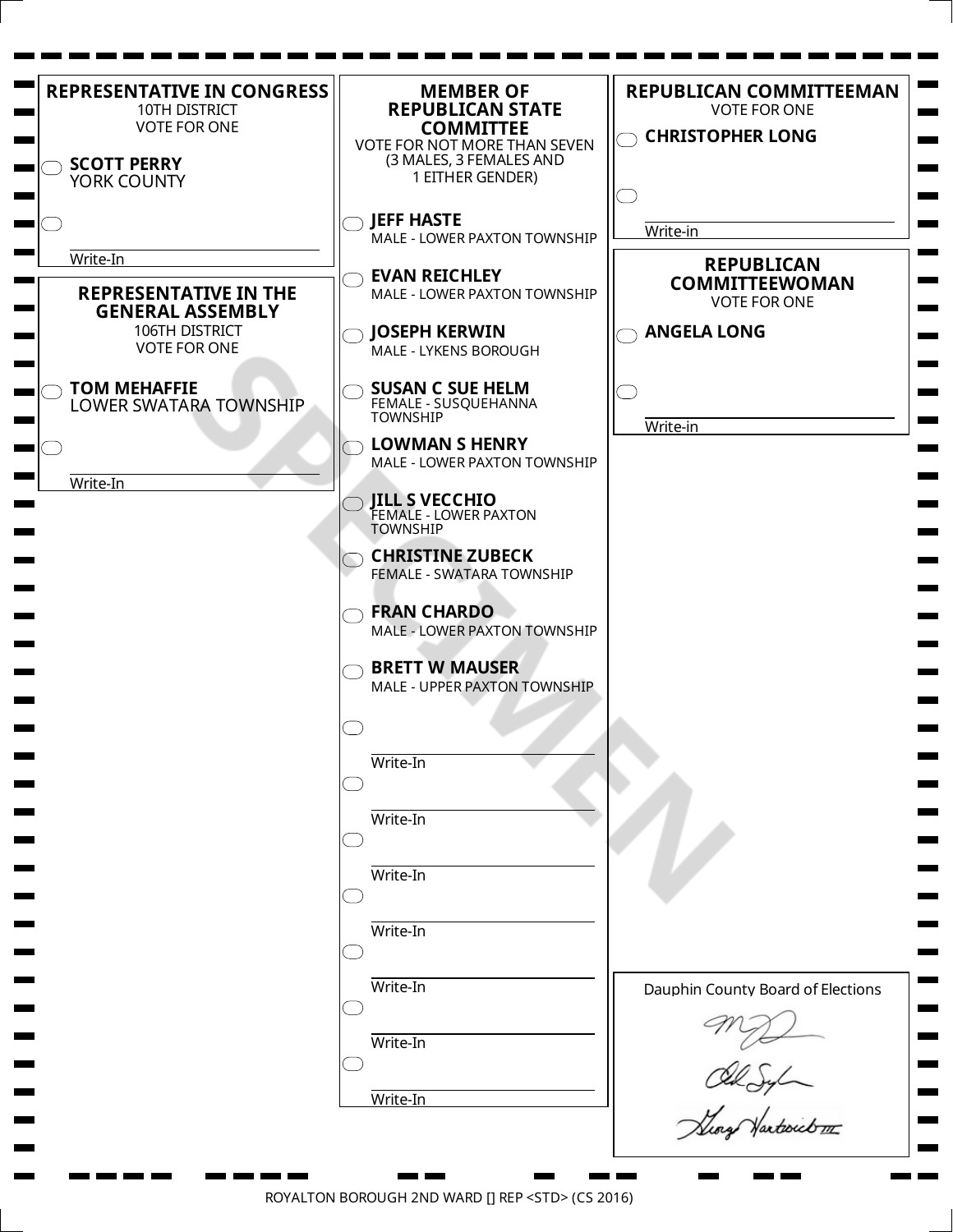## REPRESENTATIVE IN CONGRESS

10TH DISTRICT
VOTE FOR ONE

- **SCOTT PERRY**
  YORK COUNTY
- Write-In

## REPRESENTATIVE IN THE GENERAL ASSEMBLY

106TH DISTRICT
VOTE FOR ONE

- **TOM MEHAFFIE**
  LOWER SWATARA TOWNSHIP
- Write-In

## MEMBER OF REPUBLICAN STATE COMMITTEE

VOTE FOR NOT MORE THAN SEVEN
(3 MALES, 3 FEMALES AND
1 EITHER GENDER)

- **JEFF HASTE**
  MALE - LOWER PAXTON TOWNSHIP
- **EVAN REICHLEY**
  MALE - LOWER PAXTON TOWNSHIP
- **JOSEPH KERWIN**
  MALE - LYKENS BOROUGH
- **SUSAN C SUE HELM**
  FEMALE - SUSQUEHANNA TOWNSHIP
- **LOWMAN S HENRY**
  MALE - LOWER PAXTON TOWNSHIP
- **JILL S VECCHIO**
  FEMALE - LOWER PAXTON TOWNSHIP
- **CHRISTINE ZUBECK**
  FEMALE - SWATARA TOWNSHIP
- **FRAN CHARDO**
  MALE - LOWER PAXTON TOWNSHIP
- **BRETT W MAUSER**
  MALE - UPPER PAXTON TOWNSHIP
- Write-In
- Write-In
- Write-In
- Write-In
- Write-In
- Write-In
- Write-In

## REPUBLICAN COMMITTEEMAN

VOTE FOR ONE

- **CHRISTOPHER LONG**
- Write-in

## REPUBLICAN COMMITTEEWOMAN

VOTE FOR ONE

- **ANGELA LONG**
- Write-in

Dauphin County Board of Elections

ROYALTON BOROUGH 2ND WARD [] REP <STD> (CS 2016)